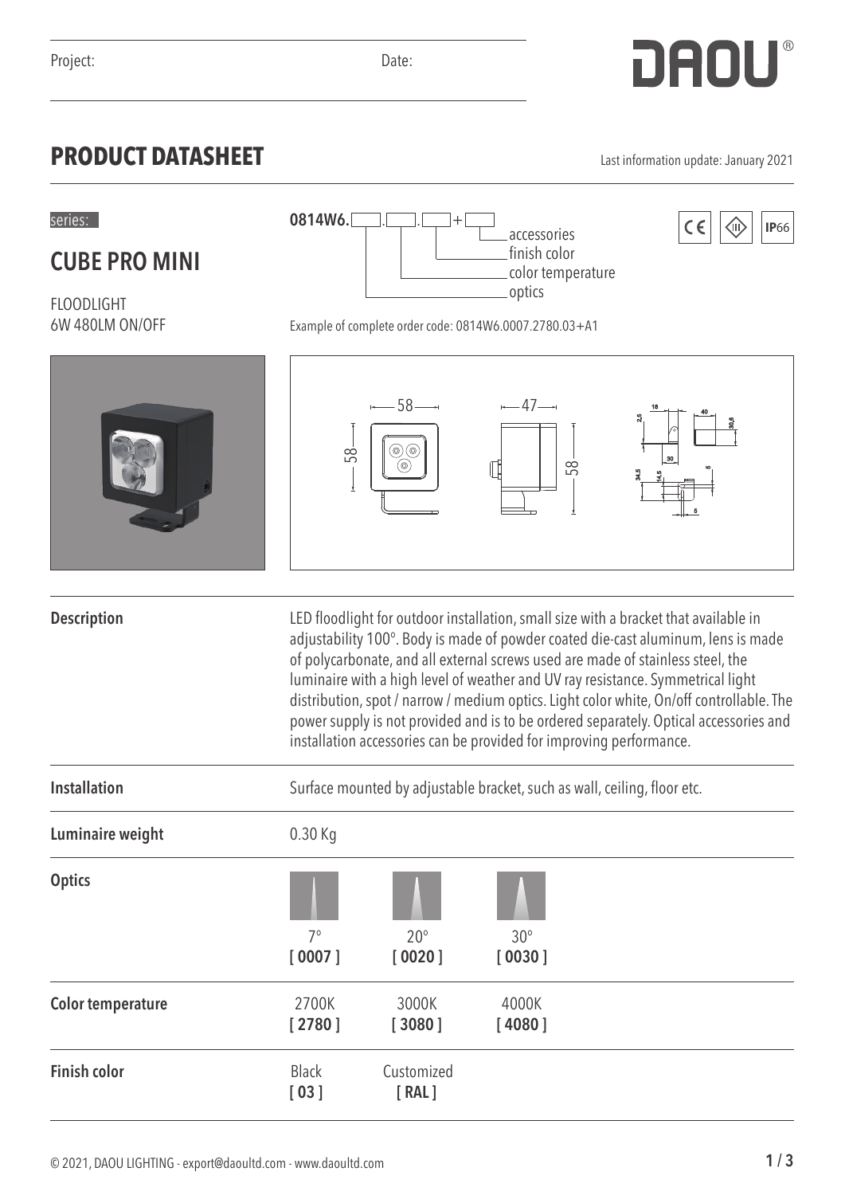Project: Date:

DAOU®

# PRODUCT DATASHEET

Last information update: January 2021

series:

## CUBE PRO MINI

FLOODLIGHT
6W 480LM ON/OFF

**0814W6.** [ ] . [ ] . [ ] + [ ]

- optics
- color temperature
- finish color
- accessories

CE IP66

Example of complete order code: 0814W6.0007.2780.03+A1

| | |
|---|---|
| **Description** | LED floodlight for outdoor installation, small size with a bracket that available in adjustability 100°. Body is made of powder coated die-cast aluminum, lens is made of polycarbonate, and all external screws used are made of stainless steel, the luminaire with a high level of weather and UV ray resistance. Symmetrical light distribution, spot / narrow / medium optics. Light color white, On/off controllable. The power supply is not provided and is to be ordered separately. Optical accessories and installation accessories can be provided for improving performance. |
| **Installation** | Surface mounted by adjustable bracket, such as wall, ceiling, floor etc. |
| **Luminaire weight** | 0.30 Kg |
| **Optics** | 7° **[ 0007 ]** · 20° **[ 0020 ]** · 30° **[ 0030 ]** |
| **Color temperature** | 2700K **[ 2780 ]** · 3000K **[ 3080 ]** · 4000K **[ 4080 ]** |
| **Finish color** | Black **[ 03 ]** · Customized **[ RAL ]** |

© 2021, DAOU LIGHTING - export@daoultd.com - www.daoultd.com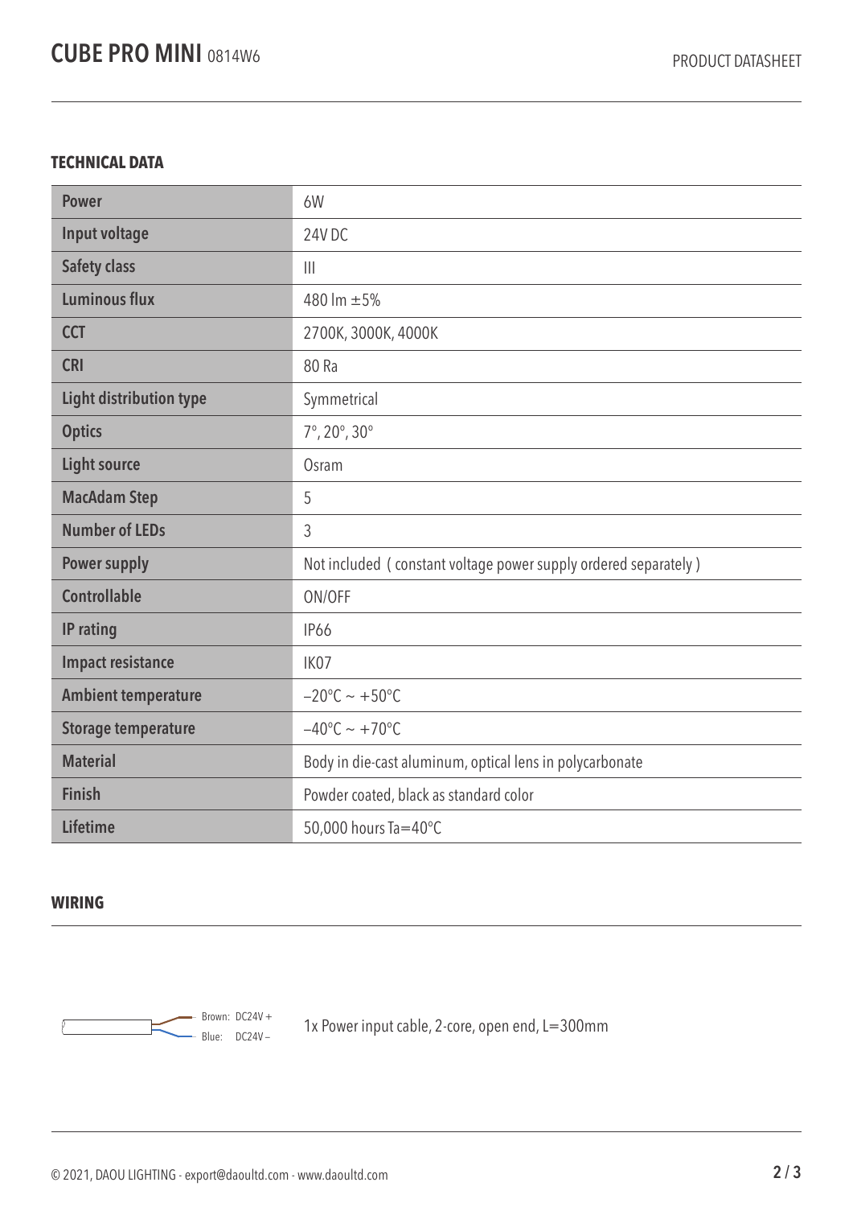## TECHNICAL DATA

| | |
|---|---|
| **Power** | 6W |
| **Input voltage** | 24V DC |
| **Safety class** | III |
| **Luminous flux** | 480 lm ±5% |
| **CCT** | 2700K, 3000K, 4000K |
| **CRI** | 80 Ra |
| **Light distribution type** | Symmetrical |
| **Optics** | 7°, 20°, 30° |
| **Light source** | Osram |
| **MacAdam Step** | 5 |
| **Number of LEDs** | 3 |
| **Power supply** | Not included ( constant voltage power supply ordered separately ) |
| **Controllable** | ON/OFF |
| **IP rating** | IP66 |
| **Impact resistance** | IK07 |
| **Ambient temperature** | −20°C ~ +50°C |
| **Storage temperature** | −40°C ~ +70°C |
| **Material** | Body in die-cast aluminum, optical lens in polycarbonate |
| **Finish** | Powder coated, black as standard color |
| **Lifetime** | 50,000 hours Ta=40°C |

## WIRING

Brown: DC24V +
Blue: DC24V −

1x Power input cable, 2-core, open end, L=300mm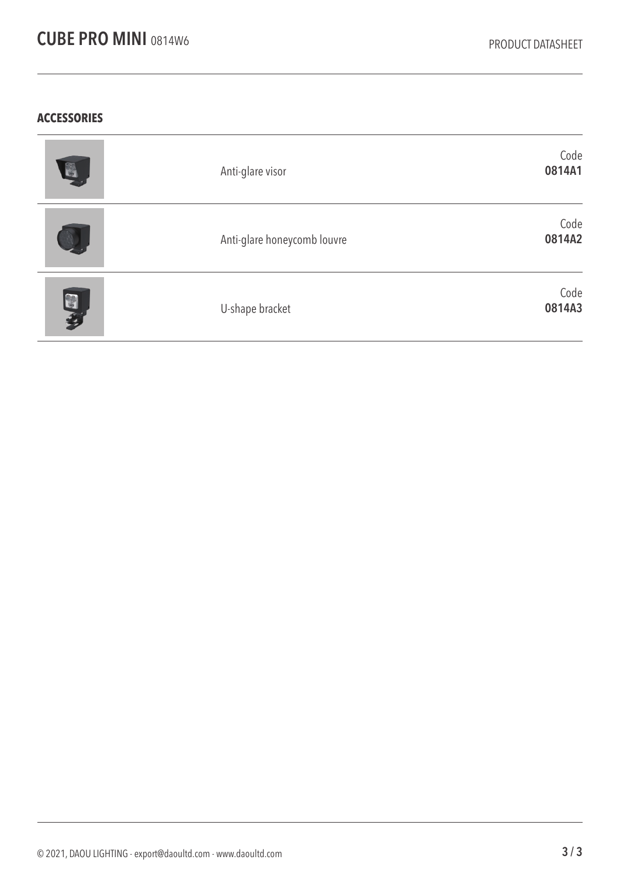## ACCESSORIES

| | | |
|---|---|---|
| | Anti-glare visor | Code **0814A1** |
| | Anti-glare honeycomb louvre | Code **0814A2** |
| | U-shape bracket | Code **0814A3** |